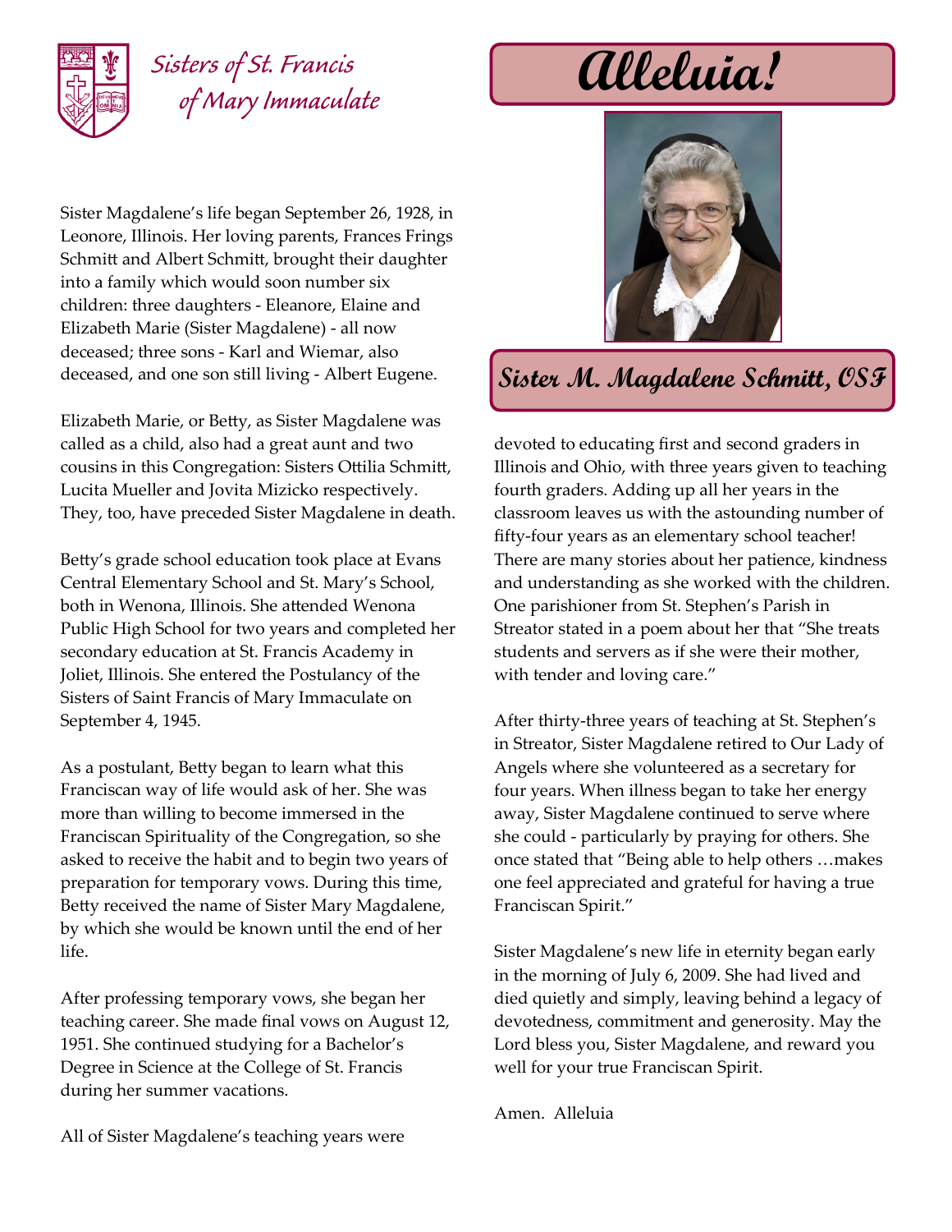Sisters of St. Francis of Mary Immaculate

# Alleluia!

## Sister M. Magdalene Schmitt, OSF

Sister Magdalene's life began September 26, 1928, in Leonore, Illinois. Her loving parents, Frances Frings Schmitt and Albert Schmitt, brought their daughter into a family which would soon number six children: three daughters - Eleanore, Elaine and Elizabeth Marie (Sister Magdalene) - all now deceased; three sons - Karl and Wiemar, also deceased, and one son still living - Albert Eugene.

Elizabeth Marie, or Betty, as Sister Magdalene was called as a child, also had a great aunt and two cousins in this Congregation: Sisters Ottilia Schmitt, Lucita Mueller and Jovita Mizicko respectively. They, too, have preceded Sister Magdalene in death.

Betty's grade school education took place at Evans Central Elementary School and St. Mary's School, both in Wenona, Illinois. She attended Wenona Public High School for two years and completed her secondary education at St. Francis Academy in Joliet, Illinois. She entered the Postulancy of the Sisters of Saint Francis of Mary Immaculate on September 4, 1945.

As a postulant, Betty began to learn what this Franciscan way of life would ask of her. She was more than willing to become immersed in the Franciscan Spirituality of the Congregation, so she asked to receive the habit and to begin two years of preparation for temporary vows. During this time, Betty received the name of Sister Mary Magdalene, by which she would be known until the end of her life.

After professing temporary vows, she began her teaching career. She made final vows on August 12, 1951. She continued studying for a Bachelor's Degree in Science at the College of St. Francis during her summer vacations.

All of Sister Magdalene's teaching years were devoted to educating first and second graders in Illinois and Ohio, with three years given to teaching fourth graders. Adding up all her years in the classroom leaves us with the astounding number of fifty-four years as an elementary school teacher! There are many stories about her patience, kindness and understanding as she worked with the children. One parishioner from St. Stephen's Parish in Streator stated in a poem about her that "She treats students and servers as if she were their mother, with tender and loving care."

After thirty-three years of teaching at St. Stephen's in Streator, Sister Magdalene retired to Our Lady of Angels where she volunteered as a secretary for four years. When illness began to take her energy away, Sister Magdalene continued to serve where she could - particularly by praying for others. She once stated that "Being able to help others …makes one feel appreciated and grateful for having a true Franciscan Spirit."

Sister Magdalene's new life in eternity began early in the morning of July 6, 2009. She had lived and died quietly and simply, leaving behind a legacy of devotedness, commitment and generosity. May the Lord bless you, Sister Magdalene, and reward you well for your true Franciscan Spirit.

Amen. Alleluia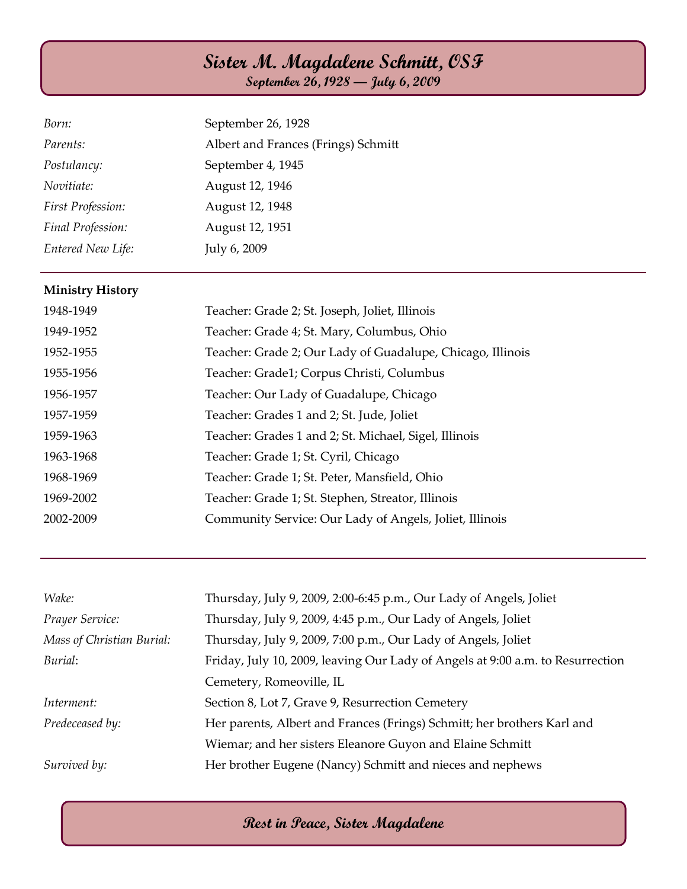# Sister M. Magdalene Schmitt, OSF

**September 26, 1928 — July 6, 2009**

| | |
|---|---|
| *Born:* | September 26, 1928 |
| *Parents:* | Albert and Frances (Frings) Schmitt |
| *Postulancy:* | September 4, 1945 |
| *Novitiate:* | August 12, 1946 |
| *First Profession:* | August 12, 1948 |
| *Final Profession:* | August 12, 1951 |
| *Entered New Life:* | July 6, 2009 |

**Ministry History**

| | |
|---|---|
| 1948-1949 | Teacher: Grade 2; St. Joseph, Joliet, Illinois |
| 1949-1952 | Teacher: Grade 4; St. Mary, Columbus, Ohio |
| 1952-1955 | Teacher: Grade 2; Our Lady of Guadalupe, Chicago, Illinois |
| 1955-1956 | Teacher: Grade1; Corpus Christi, Columbus |
| 1956-1957 | Teacher: Our Lady of Guadalupe, Chicago |
| 1957-1959 | Teacher: Grades 1 and 2; St. Jude, Joliet |
| 1959-1963 | Teacher: Grades 1 and 2; St. Michael, Sigel, Illinois |
| 1963-1968 | Teacher: Grade 1; St. Cyril, Chicago |
| 1968-1969 | Teacher: Grade 1; St. Peter, Mansfield, Ohio |
| 1969-2002 | Teacher: Grade 1; St. Stephen, Streator, Illinois |
| 2002-2009 | Community Service: Our Lady of Angels, Joliet, Illinois |

| | |
|---|---|
| *Wake:* | Thursday, July 9, 2009, 2:00-6:45 p.m., Our Lady of Angels, Joliet |
| *Prayer Service:* | Thursday, July 9, 2009, 4:45 p.m., Our Lady of Angels, Joliet |
| *Mass of Christian Burial:* | Thursday, July 9, 2009, 7:00 p.m., Our Lady of Angels, Joliet |
| *Burial*: | Friday, July 10, 2009, leaving Our Lady of Angels at 9:00 a.m. to Resurrection Cemetery, Romeoville, IL |
| *Interment:* | Section 8, Lot 7, Grave 9, Resurrection Cemetery |
| *Predeceased by:* | Her parents, Albert and Frances (Frings) Schmitt; her brothers Karl and Wiemar; and her sisters Eleanore Guyon and Elaine Schmitt |
| *Survived by:* | Her brother Eugene (Nancy) Schmitt and nieces and nephews |

**Rest in Peace, Sister Magdalene**